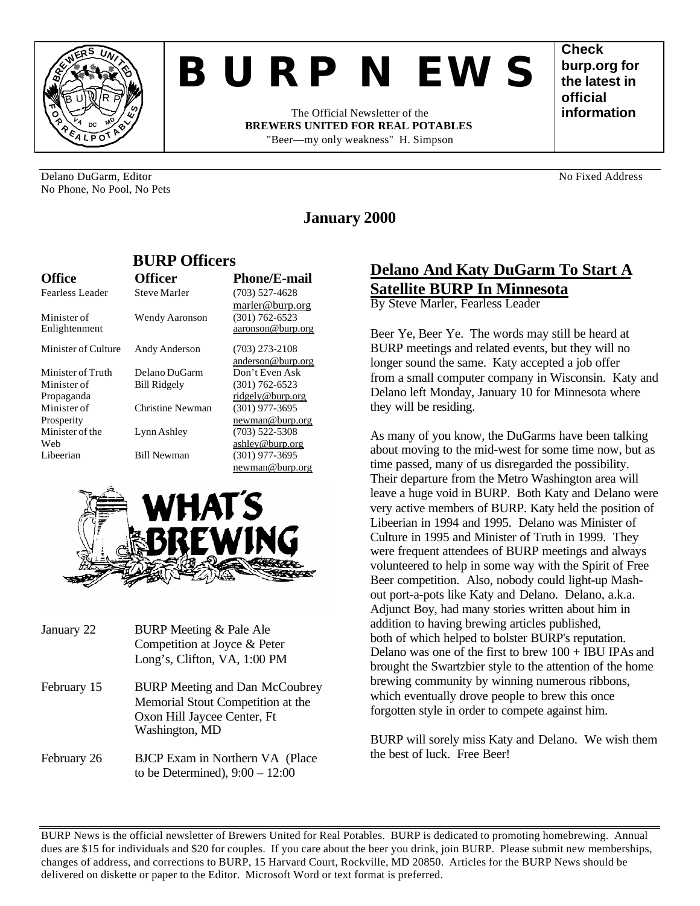# B U R P N EWS

The Official Newsletter of the
**BREWERS UNITED FOR REAL POTABLES**
"Beer—my only weakness" H. Simpson

**Check burp.org for the latest in official information**

Delano DuGarm, Editor
No Phone, No Pool, No Pets

No Fixed Address

## January 2000

### BURP Officers

| Office | Officer | Phone/E-mail |
|---|---|---|
| Fearless Leader | Steve Marler | (703) 527-4628 marler@burp.org |
| Minister of Enlightenment | Wendy Aaronson | (301) 762-6523 aaronson@burp.org |
| Minister of Culture | Andy Anderson | (703) 273-2108 anderson@burp.org |
| Minister of Truth | Delano DuGarm | Don't Even Ask |
| Minister of Propaganda | Bill Ridgely | (301) 762-6523 ridgely@burp.org |
| Minister of Prosperity | Christine Newman | (301) 977-3695 newman@burp.org |
| Minister of the Web | Lynn Ashley | (703) 522-5308 ashley@burp.org |
| Libeerian | Bill Newman | (301) 977-3695 newman@burp.org |

### WHAT'S BREWING

| | |
|---|---|
| January 22 | BURP Meeting & Pale Ale Competition at Joyce & Peter Long's, Clifton, VA, 1:00 PM |
| February 15 | BURP Meeting and Dan McCoubrey Memorial Stout Competition at the Oxon Hill Jaycee Center, Ft Washington, MD |
| February 26 | BJCP Exam in Northern VA (Place to be Determined), 9:00 – 12:00 |

## Delano And Katy DuGarm To Start A Satellite BURP In Minnesota

By Steve Marler, Fearless Leader

Beer Ye, Beer Ye. The words may still be heard at BURP meetings and related events, but they will no longer sound the same. Katy accepted a job offer from a small computer company in Wisconsin. Katy and Delano left Monday, January 10 for Minnesota where they will be residing.

As many of you know, the DuGarms have been talking about moving to the mid-west for some time now, but as time passed, many of us disregarded the possibility. Their departure from the Metro Washington area will leave a huge void in BURP. Both Katy and Delano were very active members of BURP. Katy held the position of Libeerian in 1994 and 1995. Delano was Minister of Culture in 1995 and Minister of Truth in 1999. They were frequent attendees of BURP meetings and always volunteered to help in some way with the Spirit of Free Beer competition. Also, nobody could light-up Mash-out port-a-pots like Katy and Delano. Delano, a.k.a. Adjunct Boy, had many stories written about him in addition to having brewing articles published, both of which helped to bolster BURP's reputation. Delano was one of the first to brew 100 + IBU IPAs and brought the Swartzbier style to the attention of the home brewing community by winning numerous ribbons, which eventually drove people to brew this once forgotten style in order to compete against him.

BURP will sorely miss Katy and Delano. We wish them the best of luck. Free Beer!

---

BURP News is the official newsletter of Brewers United for Real Potables. BURP is dedicated to promoting homebrewing. Annual dues are $15 for individuals and $20 for couples. If you care about the beer you drink, join BURP. Please submit new memberships, changes of address, and corrections to BURP, 15 Harvard Court, Rockville, MD 20850. Articles for the BURP News should be delivered on diskette or paper to the Editor. Microsoft Word or text format is preferred.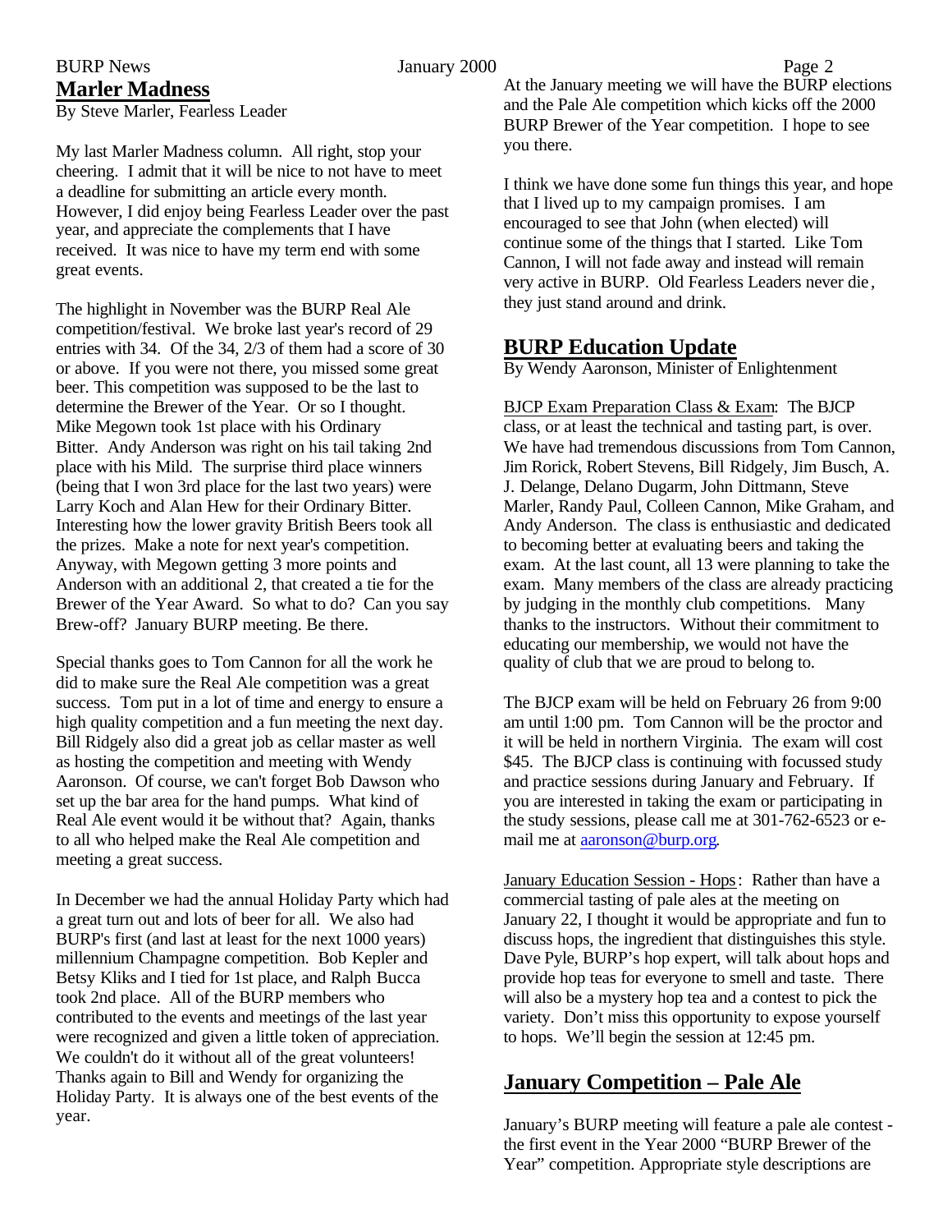## Marler Madness

By Steve Marler, Fearless Leader

My last Marler Madness column. All right, stop your cheering. I admit that it will be nice to not have to meet a deadline for submitting an article every month. However, I did enjoy being Fearless Leader over the past year, and appreciate the complements that I have received. It was nice to have my term end with some great events.

The highlight in November was the BURP Real Ale competition/festival. We broke last year's record of 29 entries with 34. Of the 34, 2/3 of them had a score of 30 or above. If you were not there, you missed some great beer. This competition was supposed to be the last to determine the Brewer of the Year. Or so I thought. Mike Megown took 1st place with his Ordinary Bitter. Andy Anderson was right on his tail taking 2nd place with his Mild. The surprise third place winners (being that I won 3rd place for the last two years) were Larry Koch and Alan Hew for their Ordinary Bitter. Interesting how the lower gravity British Beers took all the prizes. Make a note for next year's competition. Anyway, with Megown getting 3 more points and Anderson with an additional 2, that created a tie for the Brewer of the Year Award. So what to do? Can you say Brew-off? January BURP meeting. Be there.

Special thanks goes to Tom Cannon for all the work he did to make sure the Real Ale competition was a great success. Tom put in a lot of time and energy to ensure a high quality competition and a fun meeting the next day. Bill Ridgely also did a great job as cellar master as well as hosting the competition and meeting with Wendy Aaronson. Of course, we can't forget Bob Dawson who set up the bar area for the hand pumps. What kind of Real Ale event would it be without that? Again, thanks to all who helped make the Real Ale competition and meeting a great success.

In December we had the annual Holiday Party which had a great turn out and lots of beer for all. We also had BURP's first (and last at least for the next 1000 years) millennium Champagne competition. Bob Kepler and Betsy Kliks and I tied for 1st place, and Ralph Bucca took 2nd place. All of the BURP members who contributed to the events and meetings of the last year were recognized and given a little token of appreciation. We couldn't do it without all of the great volunteers! Thanks again to Bill and Wendy for organizing the Holiday Party. It is always one of the best events of the year.

At the January meeting we will have the BURP elections and the Pale Ale competition which kicks off the 2000 BURP Brewer of the Year competition. I hope to see you there.

I think we have done some fun things this year, and hope that I lived up to my campaign promises. I am encouraged to see that John (when elected) will continue some of the things that I started. Like Tom Cannon, I will not fade away and instead will remain very active in BURP. Old Fearless Leaders never die, they just stand around and drink.

## BURP Education Update

By Wendy Aaronson, Minister of Enlightenment

BJCP Exam Preparation Class & Exam: The BJCP class, or at least the technical and tasting part, is over. We have had tremendous discussions from Tom Cannon, Jim Rorick, Robert Stevens, Bill Ridgely, Jim Busch, A. J. Delange, Delano Dugarm, John Dittmann, Steve Marler, Randy Paul, Colleen Cannon, Mike Graham, and Andy Anderson. The class is enthusiastic and dedicated to becoming better at evaluating beers and taking the exam. At the last count, all 13 were planning to take the exam. Many members of the class are already practicing by judging in the monthly club competitions. Many thanks to the instructors. Without their commitment to educating our membership, we would not have the quality of club that we are proud to belong to.

The BJCP exam will be held on February 26 from 9:00 am until 1:00 pm. Tom Cannon will be the proctor and it will be held in northern Virginia. The exam will cost $45. The BJCP class is continuing with focussed study and practice sessions during January and February. If you are interested in taking the exam or participating in the study sessions, please call me at 301-762-6523 or e-mail me at aaronson@burp.org.

January Education Session - Hops: Rather than have a commercial tasting of pale ales at the meeting on January 22, I thought it would be appropriate and fun to discuss hops, the ingredient that distinguishes this style. Dave Pyle, BURP's hop expert, will talk about hops and provide hop teas for everyone to smell and taste. There will also be a mystery hop tea and a contest to pick the variety. Don't miss this opportunity to expose yourself to hops. We'll begin the session at 12:45 pm.

## January Competition – Pale Ale

January's BURP meeting will feature a pale ale contest - the first event in the Year 2000 "BURP Brewer of the Year" competition. Appropriate style descriptions are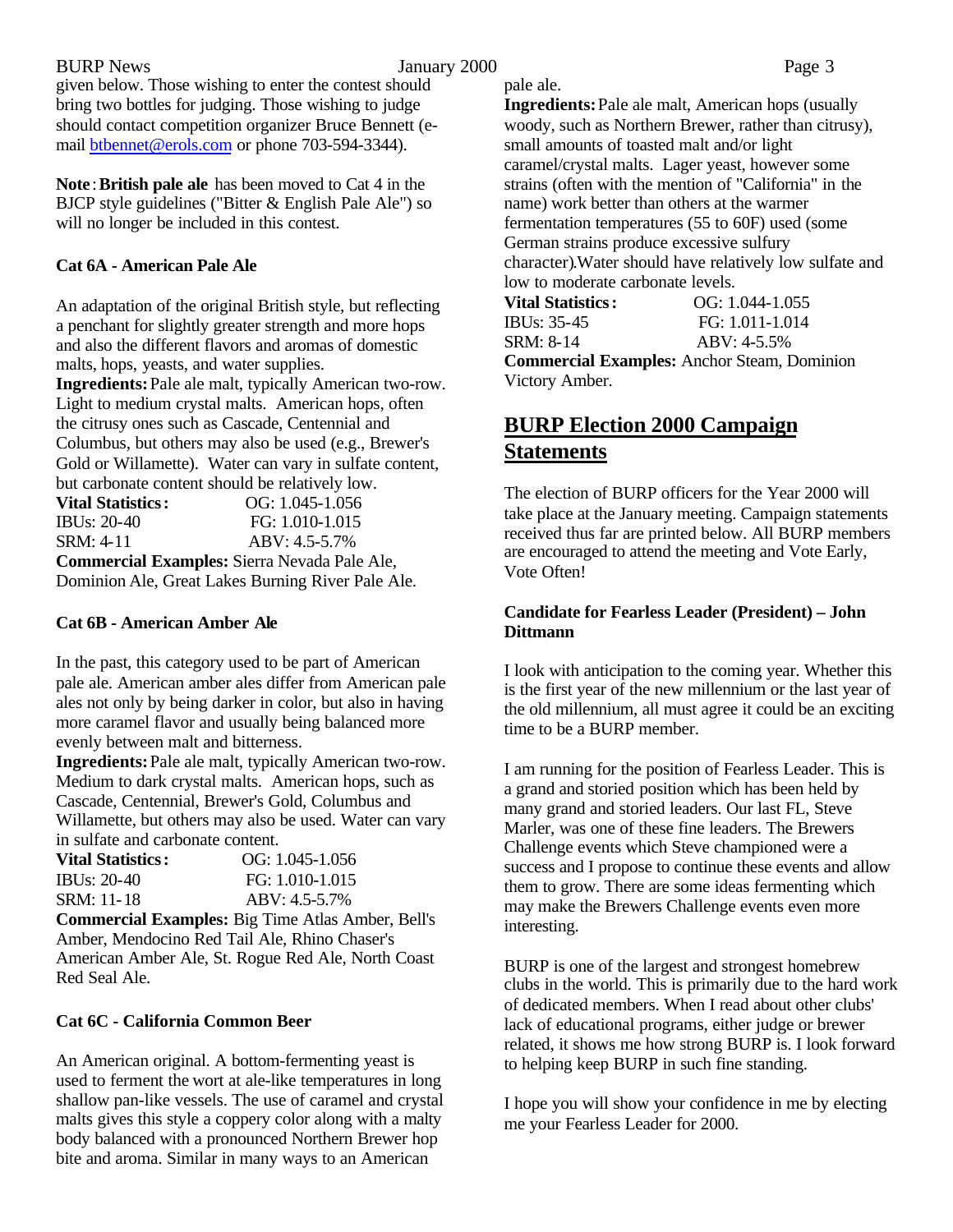given below. Those wishing to enter the contest should bring two bottles for judging. Those wishing to judge should contact competition organizer Bruce Bennett (e-mail btbennet@erols.com or phone 703-594-3344).

**Note**: **British pale ale** has been moved to Cat 4 in the BJCP style guidelines ("Bitter & English Pale Ale") so will no longer be included in this contest.

### Cat 6A - American Pale Ale

An adaptation of the original British style, but reflecting a penchant for slightly greater strength and more hops and also the different flavors and aromas of domestic malts, hops, yeasts, and water supplies.
**Ingredients:** Pale ale malt, typically American two-row. Light to medium crystal malts. American hops, often the citrusy ones such as Cascade, Centennial and Columbus, but others may also be used (e.g., Brewer's Gold or Willamette). Water can vary in sulfate content, but carbonate content should be relatively low.

| **Vital Statistics:** | OG: 1.045-1.056 |
|---|---|
| IBUs: 20-40 | FG: 1.010-1.015 |
| SRM: 4-11 | ABV: 4.5-5.7% |

**Commercial Examples:** Sierra Nevada Pale Ale, Dominion Ale, Great Lakes Burning River Pale Ale.

### Cat 6B - American Amber Ale

In the past, this category used to be part of American pale ale. American amber ales differ from American pale ales not only by being darker in color, but also in having more caramel flavor and usually being balanced more evenly between malt and bitterness.
**Ingredients:** Pale ale malt, typically American two-row. Medium to dark crystal malts. American hops, such as Cascade, Centennial, Brewer's Gold, Columbus and Willamette, but others may also be used. Water can vary in sulfate and carbonate content.

| **Vital Statistics:** | OG: 1.045-1.056 |
|---|---|
| IBUs: 20-40 | FG: 1.010-1.015 |
| SRM: 11-18 | ABV: 4.5-5.7% |

**Commercial Examples:** Big Time Atlas Amber, Bell's Amber, Mendocino Red Tail Ale, Rhino Chaser's American Amber Ale, St. Rogue Red Ale, North Coast Red Seal Ale.

### Cat 6C - California Common Beer

An American original. A bottom-fermenting yeast is used to ferment the wort at ale-like temperatures in long shallow pan-like vessels. The use of caramel and crystal malts gives this style a coppery color along with a malty body balanced with a pronounced Northern Brewer hop bite and aroma. Similar in many ways to an American pale ale.
**Ingredients:** Pale ale malt, American hops (usually woody, such as Northern Brewer, rather than citrusy), small amounts of toasted malt and/or light caramel/crystal malts. Lager yeast, however some strains (often with the mention of "California" in the name) work better than others at the warmer fermentation temperatures (55 to 60F) used (some German strains produce excessive sulfury character).Water should have relatively low sulfate and low to moderate carbonate levels.

| **Vital Statistics:** | OG: 1.044-1.055 |
|---|---|
| IBUs: 35-45 | FG: 1.011-1.014 |
| SRM: 8-14 | ABV: 4-5.5% |

**Commercial Examples:** Anchor Steam, Dominion Victory Amber.

## BURP Election 2000 Campaign Statements

The election of BURP officers for the Year 2000 will take place at the January meeting. Campaign statements received thus far are printed below. All BURP members are encouraged to attend the meeting and Vote Early, Vote Often!

### Candidate for Fearless Leader (President) – John Dittmann

I look with anticipation to the coming year. Whether this is the first year of the new millennium or the last year of the old millennium, all must agree it could be an exciting time to be a BURP member.

I am running for the position of Fearless Leader. This is a grand and storied position which has been held by many grand and storied leaders. Our last FL, Steve Marler, was one of these fine leaders. The Brewers Challenge events which Steve championed were a success and I propose to continue these events and allow them to grow. There are some ideas fermenting which may make the Brewers Challenge events even more interesting.

BURP is one of the largest and strongest homebrew clubs in the world. This is primarily due to the hard work of dedicated members. When I read about other clubs' lack of educational programs, either judge or brewer related, it shows me how strong BURP is. I look forward to helping keep BURP in such fine standing.

I hope you will show your confidence in me by electing me your Fearless Leader for 2000.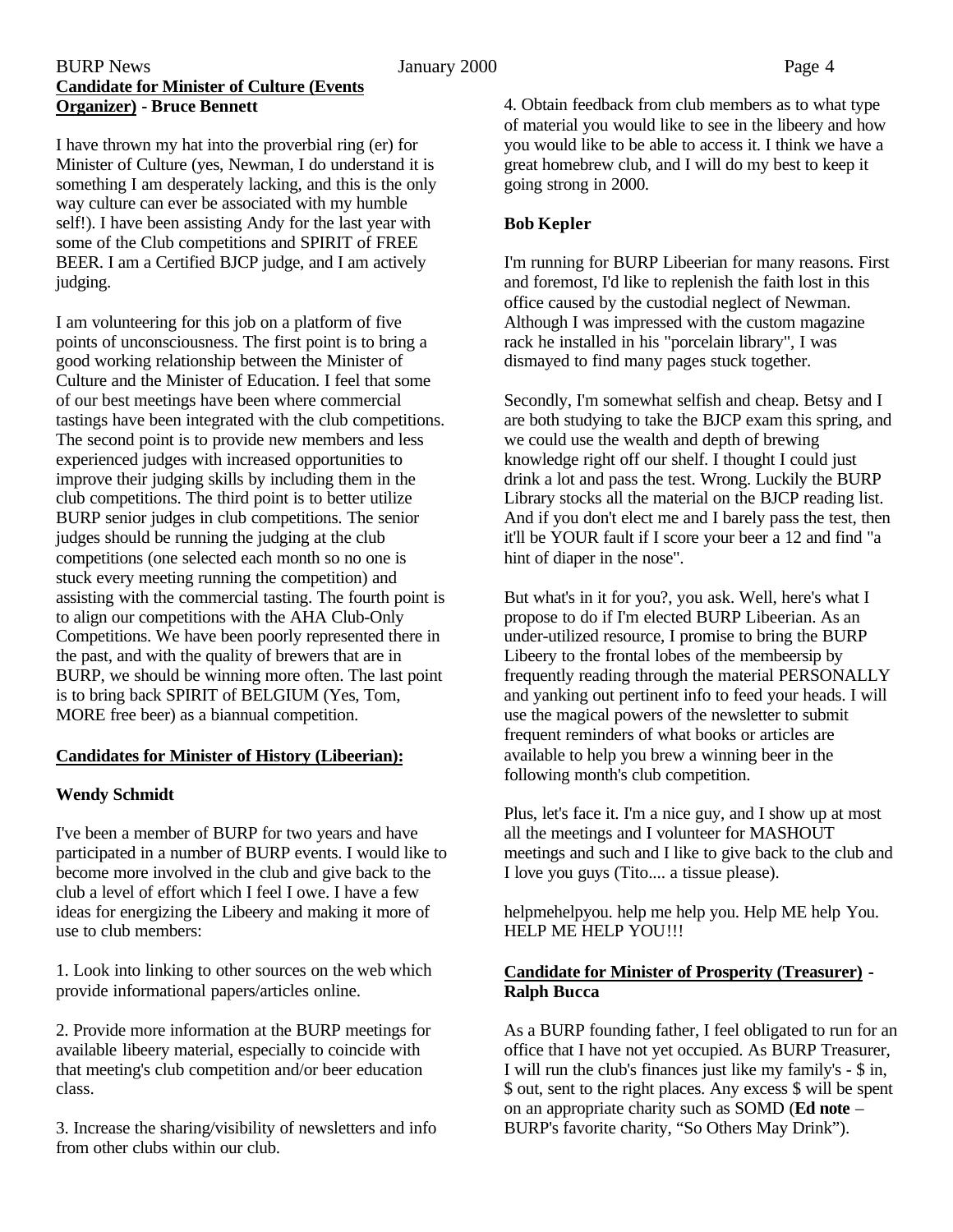## Candidate for Minister of Culture (Events Organizer) - Bruce Bennett

I have thrown my hat into the proverbial ring (er) for Minister of Culture (yes, Newman, I do understand it is something I am desperately lacking, and this is the only way culture can ever be associated with my humble self!). I have been assisting Andy for the last year with some of the Club competitions and SPIRIT of FREE BEER. I am a Certified BJCP judge, and I am actively judging.

I am volunteering for this job on a platform of five points of unconsciousness. The first point is to bring a good working relationship between the Minister of Culture and the Minister of Education. I feel that some of our best meetings have been where commercial tastings have been integrated with the club competitions. The second point is to provide new members and less experienced judges with increased opportunities to improve their judging skills by including them in the club competitions. The third point is to better utilize BURP senior judges in club competitions. The senior judges should be running the judging at the club competitions (one selected each month so no one is stuck every meeting running the competition) and assisting with the commercial tasting. The fourth point is to align our competitions with the AHA Club-Only Competitions. We have been poorly represented there in the past, and with the quality of brewers that are in BURP, we should be winning more often. The last point is to bring back SPIRIT of BELGIUM (Yes, Tom, MORE free beer) as a biannual competition.

## Candidates for Minister of History (Libeerian):

### Wendy Schmidt

I've been a member of BURP for two years and have participated in a number of BURP events. I would like to become more involved in the club and give back to the club a level of effort which I feel I owe. I have a few ideas for energizing the Libeery and making it more of use to club members:

1. Look into linking to other sources on the web which provide informational papers/articles online.

2. Provide more information at the BURP meetings for available libeery material, especially to coincide with that meeting's club competition and/or beer education class.

3. Increase the sharing/visibility of newsletters and info from other clubs within our club.

4. Obtain feedback from club members as to what type of material you would like to see in the libeery and how you would like to be able to access it. I think we have a great homebrew club, and I will do my best to keep it going strong in 2000.

### Bob Kepler

I'm running for BURP Libeerian for many reasons. First and foremost, I'd like to replenish the faith lost in this office caused by the custodial neglect of Newman. Although I was impressed with the custom magazine rack he installed in his "porcelain library", I was dismayed to find many pages stuck together.

Secondly, I'm somewhat selfish and cheap. Betsy and I are both studying to take the BJCP exam this spring, and we could use the wealth and depth of brewing knowledge right off our shelf. I thought I could just drink a lot and pass the test. Wrong. Luckily the BURP Library stocks all the material on the BJCP reading list. And if you don't elect me and I barely pass the test, then it'll be YOUR fault if I score your beer a 12 and find "a hint of diaper in the nose".

But what's in it for you?, you ask. Well, here's what I propose to do if I'm elected BURP Libeerian. As an under-utilized resource, I promise to bring the BURP Libeery to the frontal lobes of the membeersip by frequently reading through the material PERSONALLY and yanking out pertinent info to feed your heads. I will use the magical powers of the newsletter to submit frequent reminders of what books or articles are available to help you brew a winning beer in the following month's club competition.

Plus, let's face it. I'm a nice guy, and I show up at most all the meetings and I volunteer for MASHOUT meetings and such and I like to give back to the club and I love you guys (Tito.... a tissue please).

helpmehelpyou. help me help you. Help ME help You. HELP ME HELP YOU!!!

## Candidate for Minister of Prosperity (Treasurer) - Ralph Bucca

As a BURP founding father, I feel obligated to run for an office that I have not yet occupied. As BURP Treasurer, I will run the club's finances just like my family's - $ in, $ out, sent to the right places. Any excess $ will be spent on an appropriate charity such as SOMD (**Ed note** – BURP's favorite charity, "So Others May Drink").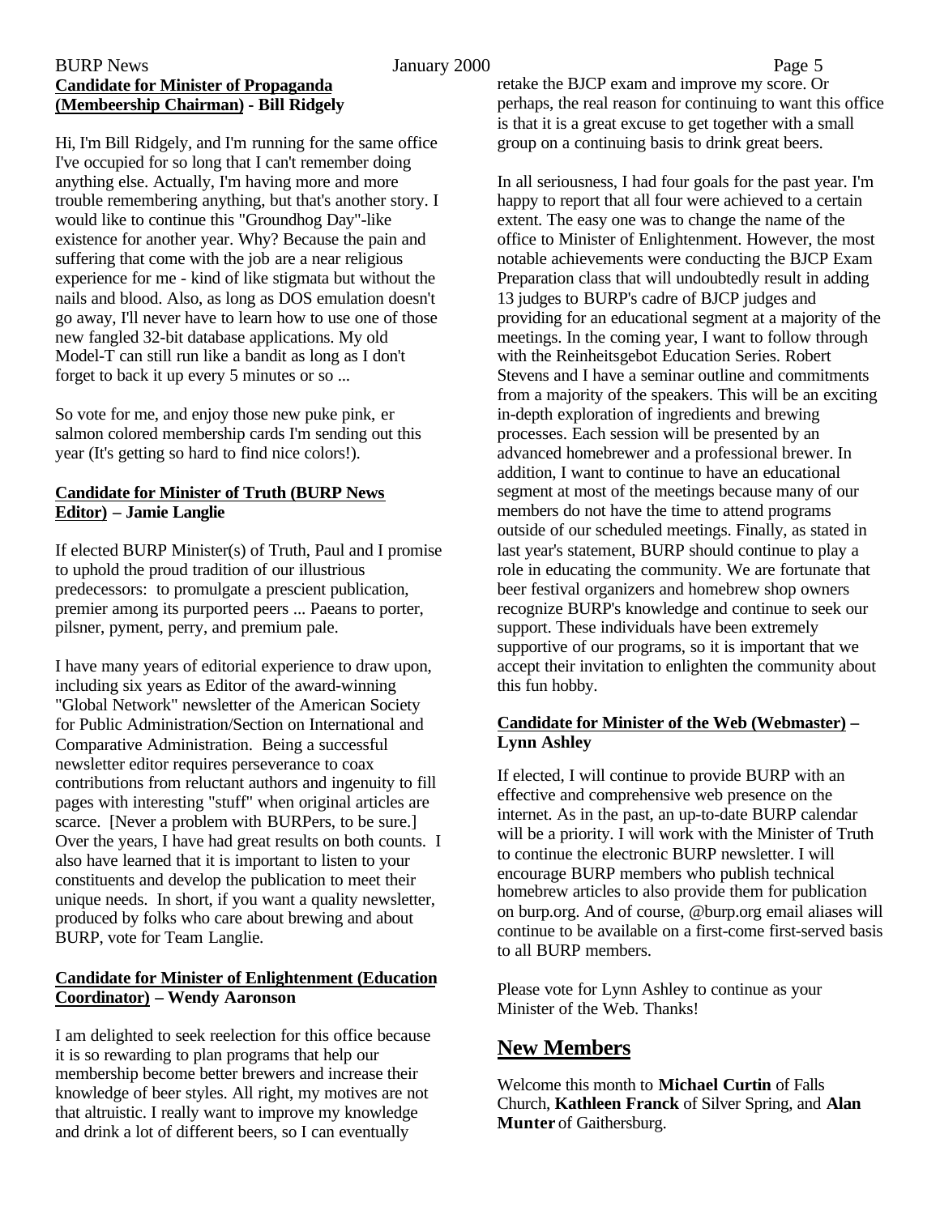**Candidate for Minister of Propaganda (Membeership Chairman) - Bill Ridgely**

Hi, I'm Bill Ridgely, and I'm running for the same office I've occupied for so long that I can't remember doing anything else. Actually, I'm having more and more trouble remembering anything, but that's another story. I would like to continue this "Groundhog Day"-like existence for another year. Why? Because the pain and suffering that come with the job are a near religious experience for me - kind of like stigmata but without the nails and blood. Also, as long as DOS emulation doesn't go away, I'll never have to learn how to use one of those new fangled 32-bit database applications. My old Model-T can still run like a bandit as long as I don't forget to back it up every 5 minutes or so ...

So vote for me, and enjoy those new puke pink, er salmon colored membership cards I'm sending out this year (It's getting so hard to find nice colors!).

**Candidate for Minister of Truth (BURP News Editor) – Jamie Langlie**

If elected BURP Minister(s) of Truth, Paul and I promise to uphold the proud tradition of our illustrious predecessors: to promulgate a prescient publication, premier among its purported peers ... Paeans to porter, pilsner, pyment, perry, and premium pale.

I have many years of editorial experience to draw upon, including six years as Editor of the award-winning "Global Network" newsletter of the American Society for Public Administration/Section on International and Comparative Administration. Being a successful newsletter editor requires perseverance to coax contributions from reluctant authors and ingenuity to fill pages with interesting "stuff" when original articles are scarce. [Never a problem with BURPers, to be sure.] Over the years, I have had great results on both counts. I also have learned that it is important to listen to your constituents and develop the publication to meet their unique needs. In short, if you want a quality newsletter, produced by folks who care about brewing and about BURP, vote for Team Langlie.

**Candidate for Minister of Enlightenment (Education Coordinator) – Wendy Aaronson**

I am delighted to seek reelection for this office because it is so rewarding to plan programs that help our membership become better brewers and increase their knowledge of beer styles. All right, my motives are not that altruistic. I really want to improve my knowledge and drink a lot of different beers, so I can eventually retake the BJCP exam and improve my score. Or perhaps, the real reason for continuing to want this office is that it is a great excuse to get together with a small group on a continuing basis to drink great beers.

In all seriousness, I had four goals for the past year. I'm happy to report that all four were achieved to a certain extent. The easy one was to change the name of the office to Minister of Enlightenment. However, the most notable achievements were conducting the BJCP Exam Preparation class that will undoubtedly result in adding 13 judges to BURP's cadre of BJCP judges and providing for an educational segment at a majority of the meetings. In the coming year, I want to follow through with the Reinheitsgebot Education Series. Robert Stevens and I have a seminar outline and commitments from a majority of the speakers. This will be an exciting in-depth exploration of ingredients and brewing processes. Each session will be presented by an advanced homebrewer and a professional brewer. In addition, I want to continue to have an educational segment at most of the meetings because many of our members do not have the time to attend programs outside of our scheduled meetings. Finally, as stated in last year's statement, BURP should continue to play a role in educating the community. We are fortunate that beer festival organizers and homebrew shop owners recognize BURP's knowledge and continue to seek our support. These individuals have been extremely supportive of our programs, so it is important that we accept their invitation to enlighten the community about this fun hobby.

**Candidate for Minister of the Web (Webmaster) – Lynn Ashley**

If elected, I will continue to provide BURP with an effective and comprehensive web presence on the internet. As in the past, an up-to-date BURP calendar will be a priority. I will work with the Minister of Truth to continue the electronic BURP newsletter. I will encourage BURP members who publish technical homebrew articles to also provide them for publication on burp.org. And of course, @burp.org email aliases will continue to be available on a first-come first-served basis to all BURP members.

Please vote for Lynn Ashley to continue as your Minister of the Web. Thanks!

## New Members

Welcome this month to **Michael Curtin** of Falls Church, **Kathleen Franck** of Silver Spring, and **Alan Munter** of Gaithersburg.